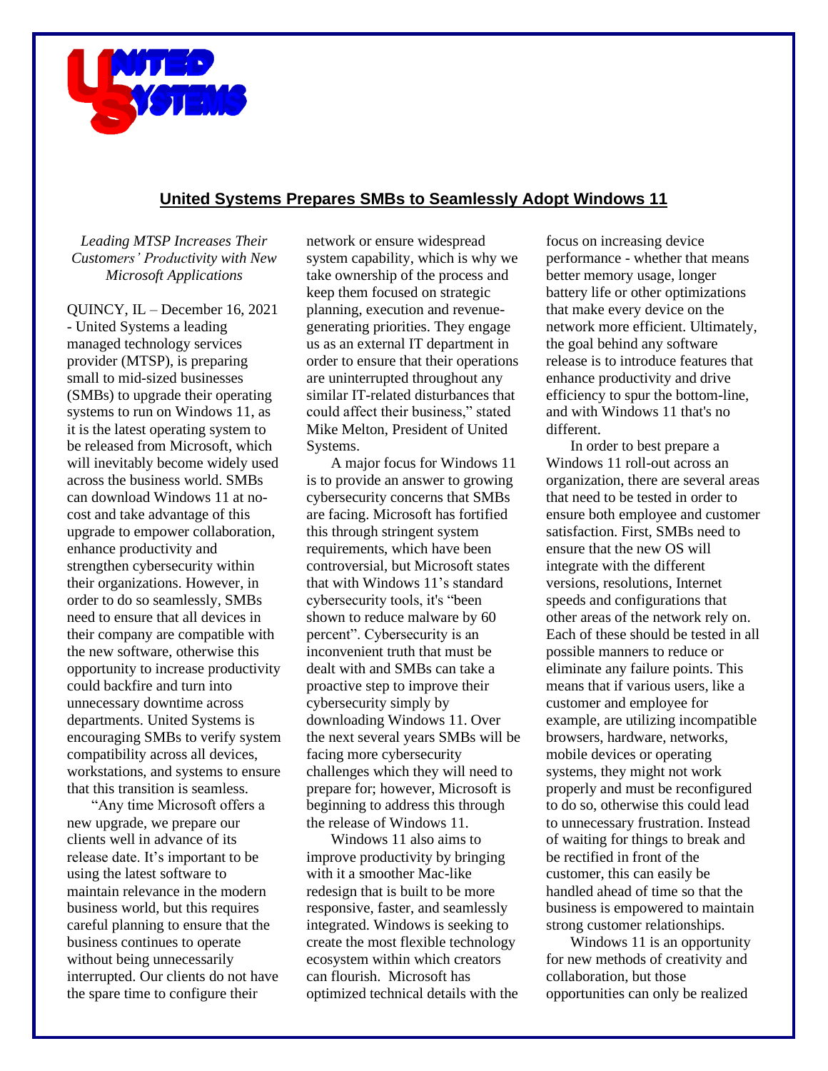# United Systems Prepares SMBs to Seamlessly Adopt Windows 11

*Leading MTSP Increases Their Customers' Productivity with New Microsoft Applications*

QUINCY, IL – December 16, 2021 - United Systems a leading managed technology services provider (MTSP), is preparing small to mid-sized businesses (SMBs) to upgrade their operating systems to run on Windows 11, as it is the latest operating system to be released from Microsoft, which will inevitably become widely used across the business world. SMBs can download Windows 11 at no-cost and take advantage of this upgrade to empower collaboration, enhance productivity and strengthen cybersecurity within their organizations. However, in order to do so seamlessly, SMBs need to ensure that all devices in their company are compatible with the new software, otherwise this opportunity to increase productivity could backfire and turn into unnecessary downtime across departments. United Systems is encouraging SMBs to verify system compatibility across all devices, workstations, and systems to ensure that this transition is seamless.

"Any time Microsoft offers a new upgrade, we prepare our clients well in advance of its release date. It's important to be using the latest software to maintain relevance in the modern business world, but this requires careful planning to ensure that the business continues to operate without being unnecessarily interrupted. Our clients do not have the spare time to configure their network or ensure widespread system capability, which is why we take ownership of the process and keep them focused on strategic planning, execution and revenue-generating priorities. They engage us as an external IT department in order to ensure that their operations are uninterrupted throughout any similar IT-related disturbances that could affect their business," stated Mike Melton, President of United Systems.

A major focus for Windows 11 is to provide an answer to growing cybersecurity concerns that SMBs are facing. Microsoft has fortified this through stringent system requirements, which have been controversial, but Microsoft states that with Windows 11's standard cybersecurity tools, it's "been shown to reduce malware by 60 percent". Cybersecurity is an inconvenient truth that must be dealt with and SMBs can take a proactive step to improve their cybersecurity simply by downloading Windows 11. Over the next several years SMBs will be facing more cybersecurity challenges which they will need to prepare for; however, Microsoft is beginning to address this through the release of Windows 11.

Windows 11 also aims to improve productivity by bringing with it a smoother Mac-like redesign that is built to be more responsive, faster, and seamlessly integrated. Windows is seeking to create the most flexible technology ecosystem within which creators can flourish. Microsoft has optimized technical details with the focus on increasing device performance - whether that means better memory usage, longer battery life or other optimizations that make every device on the network more efficient. Ultimately, the goal behind any software release is to introduce features that enhance productivity and drive efficiency to spur the bottom-line, and with Windows 11 that's no different.

In order to best prepare a Windows 11 roll-out across an organization, there are several areas that need to be tested in order to ensure both employee and customer satisfaction. First, SMBs need to ensure that the new OS will integrate with the different versions, resolutions, Internet speeds and configurations that other areas of the network rely on. Each of these should be tested in all possible manners to reduce or eliminate any failure points. This means that if various users, like a customer and employee for example, are utilizing incompatible browsers, hardware, networks, mobile devices or operating systems, they might not work properly and must be reconfigured to do so, otherwise this could lead to unnecessary frustration. Instead of waiting for things to break and be rectified in front of the customer, this can easily be handled ahead of time so that the business is empowered to maintain strong customer relationships.

Windows 11 is an opportunity for new methods of creativity and collaboration, but those opportunities can only be realized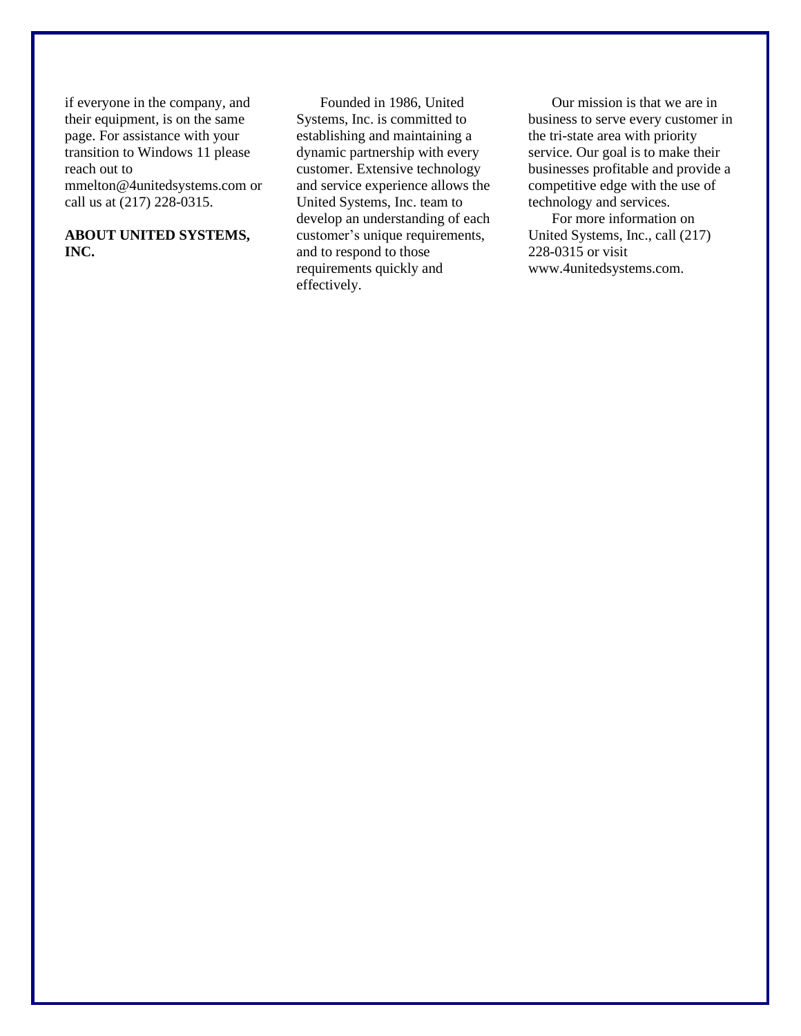if everyone in the company, and their equipment, is on the same page. For assistance with your transition to Windows 11 please reach out to mmelton@4unitedsystems.com or call us at (217) 228-0315.

**ABOUT UNITED SYSTEMS, INC.**

Founded in 1986, United Systems, Inc. is committed to establishing and maintaining a dynamic partnership with every customer. Extensive technology and service experience allows the United Systems, Inc. team to develop an understanding of each customer's unique requirements, and to respond to those requirements quickly and effectively.

Our mission is that we are in business to serve every customer in the tri-state area with priority service. Our goal is to make their businesses profitable and provide a competitive edge with the use of technology and services.

For more information on United Systems, Inc., call (217) 228-0315 or visit www.4unitedsystems.com.